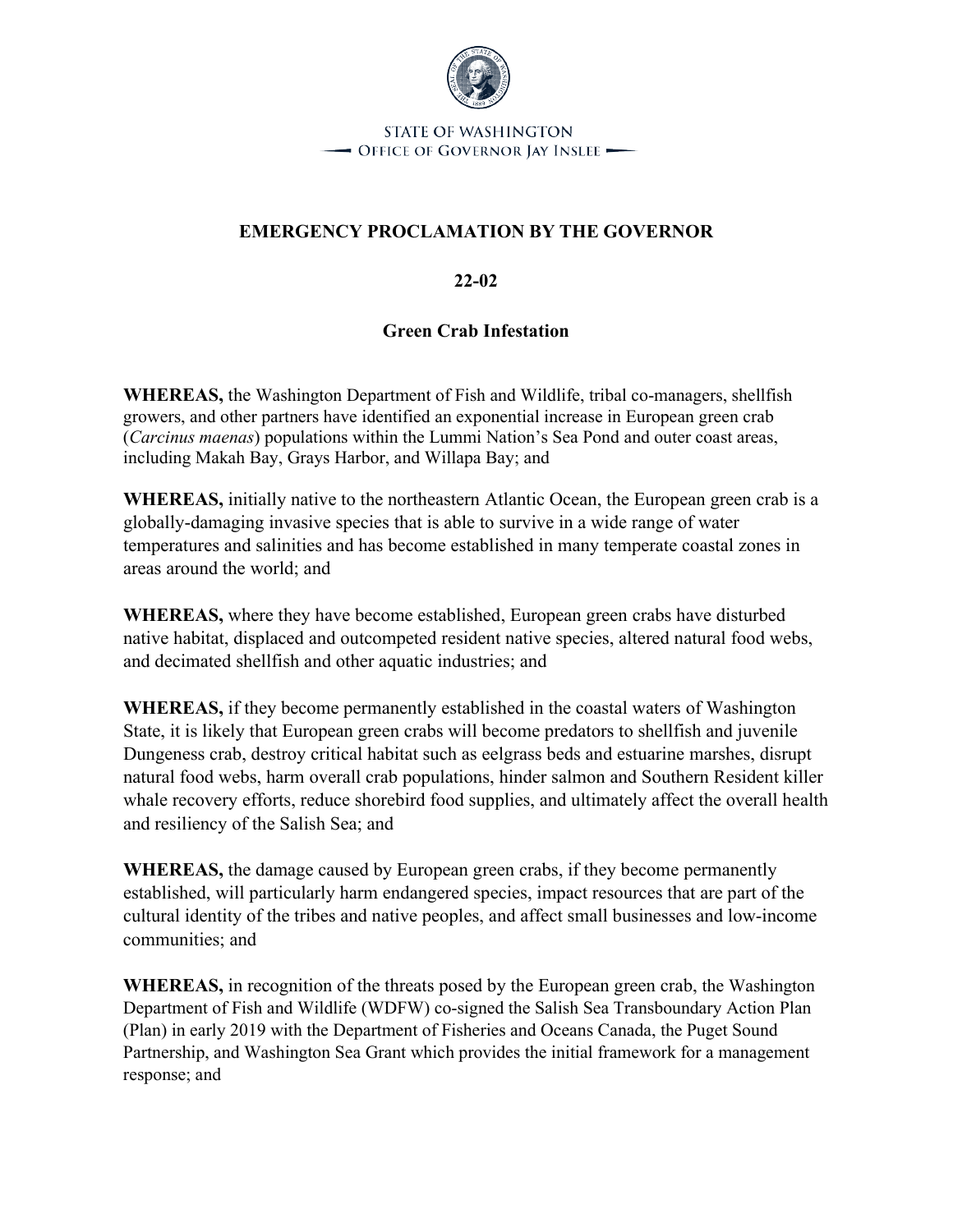STATE OF WASHINGTON

OFFICE OF GOVERNOR JAY INSLEE

# EMERGENCY PROCLAMATION BY THE GOVERNOR

## 22-02

## Green Crab Infestation

**WHEREAS,** the Washington Department of Fish and Wildlife, tribal co-managers, shellfish growers, and other partners have identified an exponential increase in European green crab (*Carcinus maenas*) populations within the Lummi Nation's Sea Pond and outer coast areas, including Makah Bay, Grays Harbor, and Willapa Bay; and

**WHEREAS,** initially native to the northeastern Atlantic Ocean, the European green crab is a globally-damaging invasive species that is able to survive in a wide range of water temperatures and salinities and has become established in many temperate coastal zones in areas around the world; and

**WHEREAS,** where they have become established, European green crabs have disturbed native habitat, displaced and outcompeted resident native species, altered natural food webs, and decimated shellfish and other aquatic industries; and

**WHEREAS,** if they become permanently established in the coastal waters of Washington State, it is likely that European green crabs will become predators to shellfish and juvenile Dungeness crab, destroy critical habitat such as eelgrass beds and estuarine marshes, disrupt natural food webs, harm overall crab populations, hinder salmon and Southern Resident killer whale recovery efforts, reduce shorebird food supplies, and ultimately affect the overall health and resiliency of the Salish Sea; and

**WHEREAS,** the damage caused by European green crabs, if they become permanently established, will particularly harm endangered species, impact resources that are part of the cultural identity of the tribes and native peoples, and affect small businesses and low-income communities; and

**WHEREAS,** in recognition of the threats posed by the European green crab, the Washington Department of Fish and Wildlife (WDFW) co-signed the Salish Sea Transboundary Action Plan (Plan) in early 2019 with the Department of Fisheries and Oceans Canada, the Puget Sound Partnership, and Washington Sea Grant which provides the initial framework for a management response; and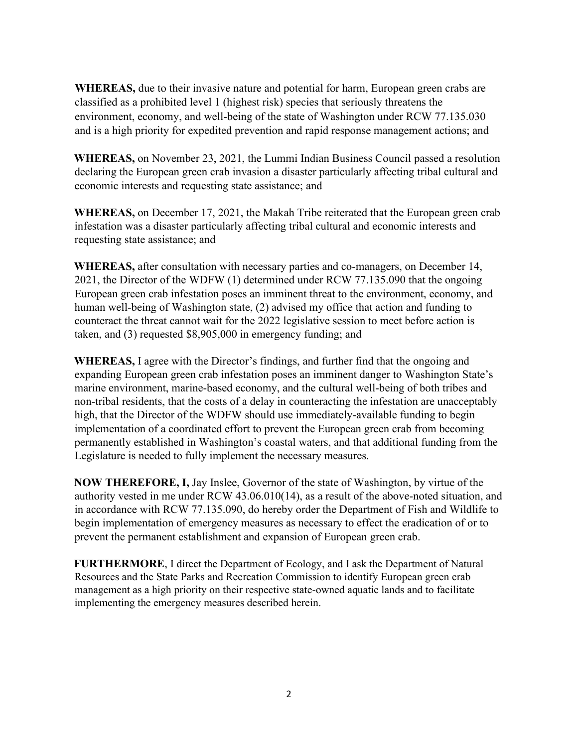**WHEREAS,** due to their invasive nature and potential for harm, European green crabs are classified as a prohibited level 1 (highest risk) species that seriously threatens the environment, economy, and well-being of the state of Washington under RCW 77.135.030 and is a high priority for expedited prevention and rapid response management actions; and

**WHEREAS,** on November 23, 2021, the Lummi Indian Business Council passed a resolution declaring the European green crab invasion a disaster particularly affecting tribal cultural and economic interests and requesting state assistance; and

**WHEREAS,** on December 17, 2021, the Makah Tribe reiterated that the European green crab infestation was a disaster particularly affecting tribal cultural and economic interests and requesting state assistance; and

**WHEREAS,** after consultation with necessary parties and co-managers, on December 14, 2021, the Director of the WDFW (1) determined under RCW 77.135.090 that the ongoing European green crab infestation poses an imminent threat to the environment, economy, and human well-being of Washington state, (2) advised my office that action and funding to counteract the threat cannot wait for the 2022 legislative session to meet before action is taken, and (3) requested $8,905,000 in emergency funding; and

**WHEREAS,** I agree with the Director's findings, and further find that the ongoing and expanding European green crab infestation poses an imminent danger to Washington State's marine environment, marine-based economy, and the cultural well-being of both tribes and non-tribal residents, that the costs of a delay in counteracting the infestation are unacceptably high, that the Director of the WDFW should use immediately-available funding to begin implementation of a coordinated effort to prevent the European green crab from becoming permanently established in Washington's coastal waters, and that additional funding from the Legislature is needed to fully implement the necessary measures.

**NOW THEREFORE, I,** Jay Inslee, Governor of the state of Washington, by virtue of the authority vested in me under RCW 43.06.010(14), as a result of the above-noted situation, and in accordance with RCW 77.135.090, do hereby order the Department of Fish and Wildlife to begin implementation of emergency measures as necessary to effect the eradication of or to prevent the permanent establishment and expansion of European green crab.

**FURTHERMORE**, I direct the Department of Ecology, and I ask the Department of Natural Resources and the State Parks and Recreation Commission to identify European green crab management as a high priority on their respective state-owned aquatic lands and to facilitate implementing the emergency measures described herein.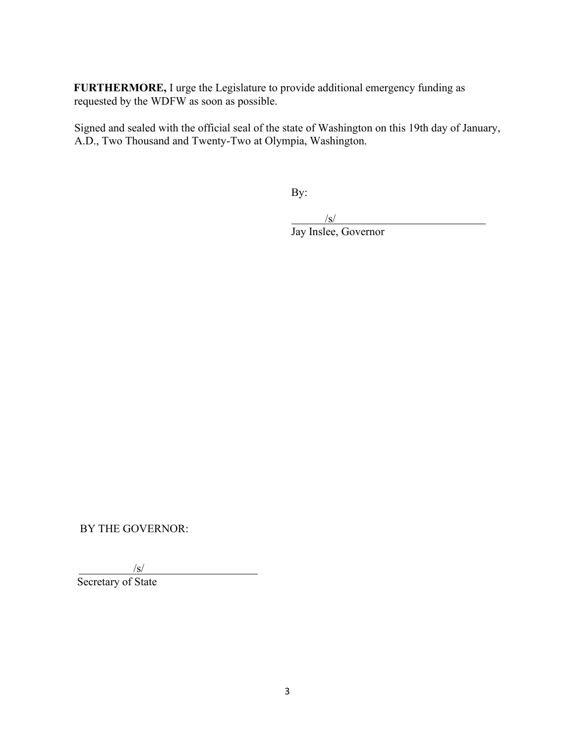**FURTHERMORE,** I urge the Legislature to provide additional emergency funding as requested by the WDFW as soon as possible.

Signed and sealed with the official seal of the state of Washington on this 19th day of January, A.D., Two Thousand and Twenty-Two at Olympia, Washington.

By:

/s/

Jay Inslee, Governor

BY THE GOVERNOR:

/s/

Secretary of State